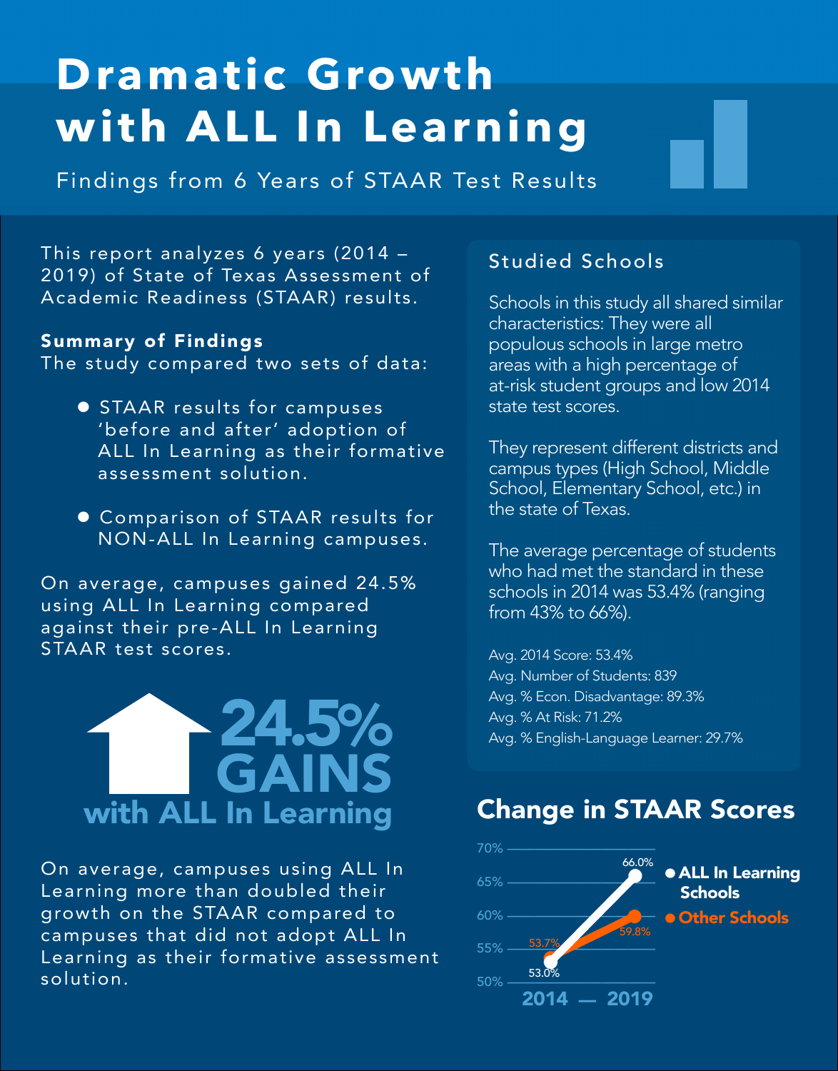# Dramatic Growth with ALL In Learning

Findings from 6 Years of STAAR Test Results

This report analyzes 6 years (2014 – 2019) of State of Texas Assessment of Academic Readiness (STAAR) results.

**Summary of Findings**
The study compared two sets of data:

- STAAR results for campuses 'before and after' adoption of ALL In Learning as their formative assessment solution.
- Comparison of STAAR results for NON-ALL In Learning campuses.

On average, campuses gained 24.5% using ALL In Learning compared against their pre-ALL In Learning STAAR test scores.

**24.5% GAINS with ALL In Learning**

On average, campuses using ALL In Learning more than doubled their growth on the STAAR compared to campuses that did not adopt ALL In Learning as their formative assessment solution.

## Studied Schools

Schools in this study all shared similar characteristics: They were all populous schools in large metro areas with a high percentage of at-risk student groups and low 2014 state test scores.

They represent different districts and campus types (High School, Middle School, Elementary School, etc.) in the state of Texas.

The average percentage of students who had met the standard in these schools in 2014 was 53.4% (ranging from 43% to 66%).

Avg. 2014 Score: 53.4%
Avg. Number of Students: 839
Avg. % Econ. Disadvantage: 89.3%
Avg. % At Risk: 71.2%
Avg. % English-Language Learner: 29.7%

## Change in STAAR Scores

| | 2014 | 2019 |
|---|---|---|
| ALL In Learning Schools | 53.0% | 66.0% |
| Other Schools | 53.7% | 59.8% |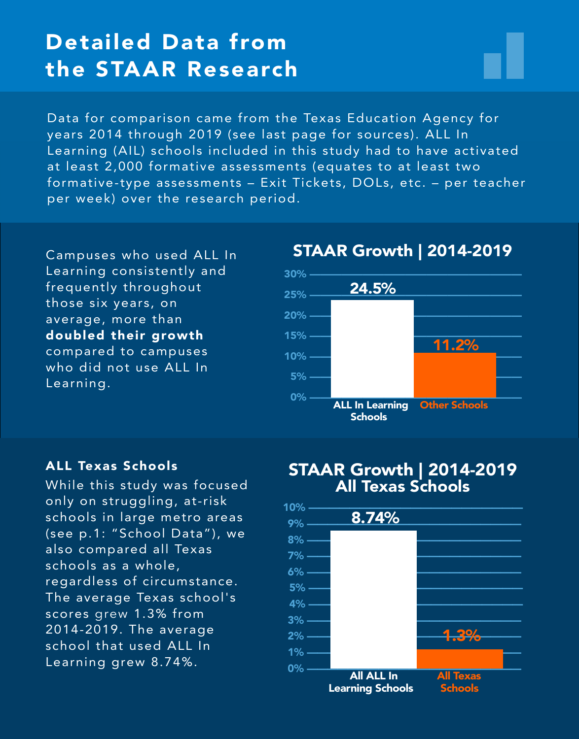# Detailed Data from the STAAR Research

Data for comparison came from the Texas Education Agency for years 2014 through 2019 (see last page for sources). ALL In Learning (AIL) schools included in this study had to have activated at least 2,000 formative assessments (equates to at least two formative-type assessments – Exit Tickets, DOLs, etc. – per teacher per week) over the research period.

Campuses who used ALL In Learning consistently and frequently throughout those six years, on average, more than **doubled their growth** compared to campuses who did not use ALL In Learning.

## STAAR Growth | 2014-2019

| | STAAR Growth |
|---|---|
| ALL In Learning Schools | 24.5% |
| Other Schools | 11.2% |

### ALL Texas Schools

While this study was focused only on struggling, at-risk schools in large metro areas (see p.1: "School Data"), we also compared all Texas schools as a whole, regardless of circumstance. The average Texas school's scores grew 1.3% from 2014-2019. The average school that used ALL In Learning grew 8.74%.

## STAAR Growth | 2014-2019 All Texas Schools

| | STAAR Growth |
|---|---|
| All ALL In Learning Schools | 8.74% |
| All Texas Schools | 1.3% |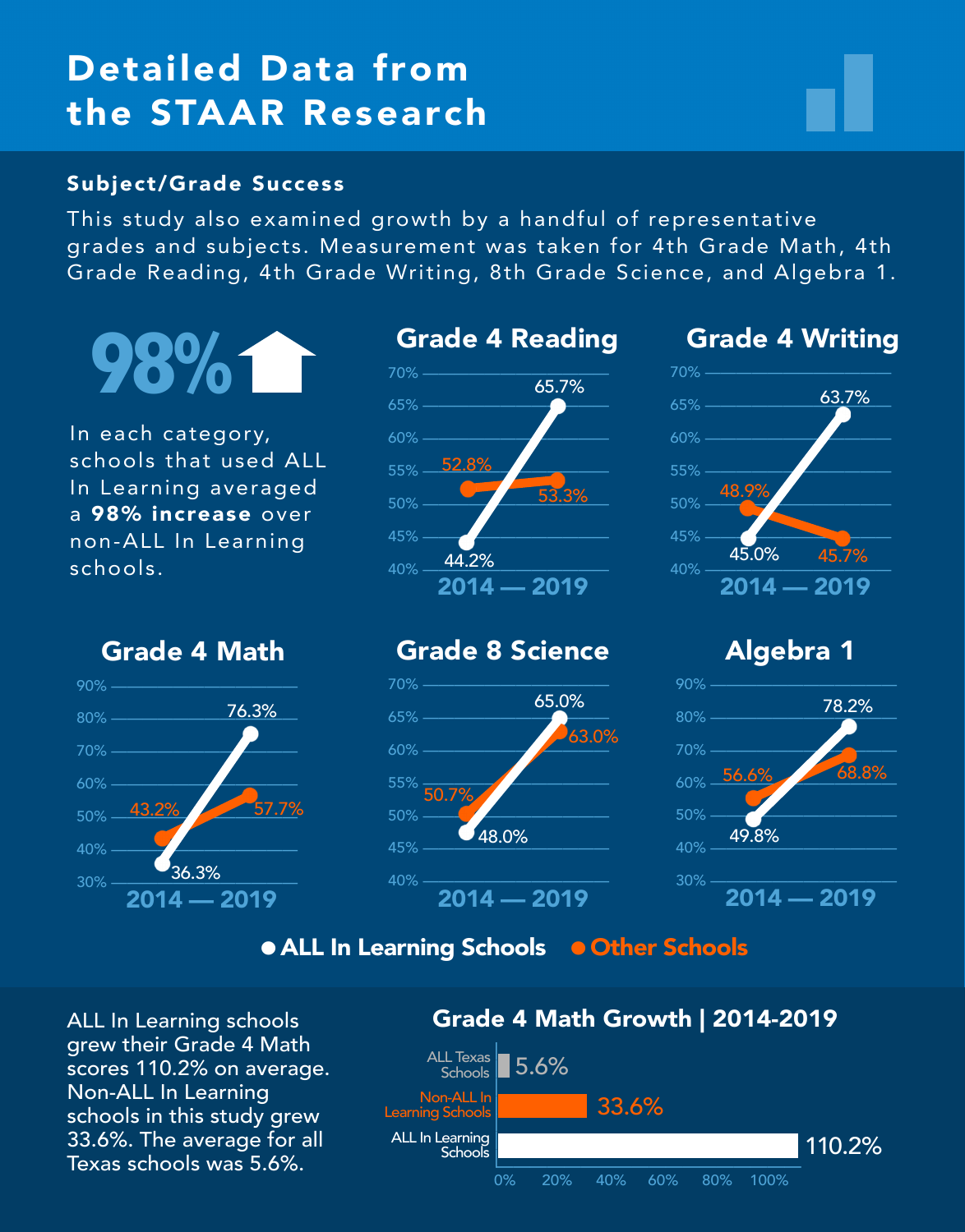# Detailed Data from the STAAR Research

## Subject/Grade Success

This study also examined growth by a handful of representative grades and subjects. Measurement was taken for 4th Grade Math, 4th Grade Reading, 4th Grade Writing, 8th Grade Science, and Algebra 1.

**98%**

In each category, schools that used ALL In Learning averaged a **98% increase** over non-ALL In Learning schools.

### Grade 4 Reading

| | 2014 | 2019 |
|---|---|---|
| ALL In Learning Schools | 44.2% | 65.7% |
| Other Schools | 52.8% | 53.3% |

### Grade 4 Writing

| | 2014 | 2019 |
|---|---|---|
| ALL In Learning Schools | 45.0% | 63.7% |
| Other Schools | 48.9% | 45.7% |

### Grade 4 Math

| | 2014 | 2019 |
|---|---|---|
| ALL In Learning Schools | 36.3% | 76.3% |
| Other Schools | 43.2% | 57.7% |

### Grade 8 Science

| | 2014 | 2019 |
|---|---|---|
| ALL In Learning Schools | 48.0% | 65.0% |
| Other Schools | 50.7% | 63.0% |

### Algebra 1

| | 2014 | 2019 |
|---|---|---|
| ALL In Learning Schools | 49.8% | 78.2% |
| Other Schools | 56.6% | 68.8% |

● ALL In Learning Schools ● Other Schools

ALL In Learning schools grew their Grade 4 Math scores 110.2% on average. Non-ALL In Learning schools in this study grew 33.6%. The average for all Texas schools was 5.6%.

### Grade 4 Math Growth | 2014-2019

| | Growth |
|---|---|
| ALL Texas Schools | 5.6% |
| Non-ALL In Learning Schools | 33.6% |
| ALL In Learning Schools | 110.2% |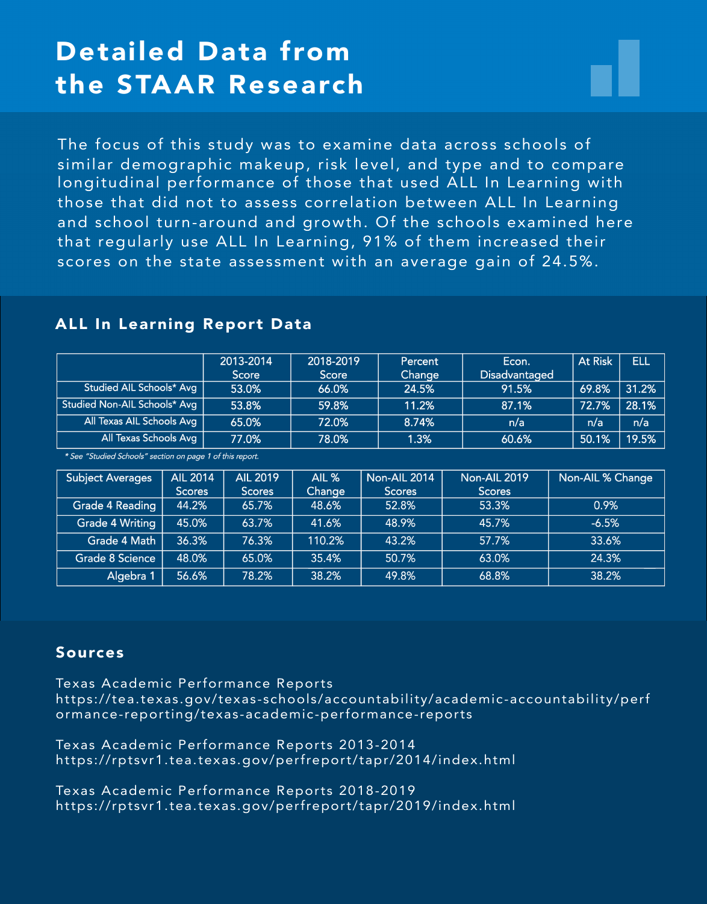# Detailed Data from the STAAR Research

The focus of this study was to examine data across schools of similar demographic makeup, risk level, and type and to compare longitudinal performance of those that used ALL In Learning with those that did not to assess correlation between ALL In Learning and school turn-around and growth. Of the schools examined here that regularly use ALL In Learning, 91% of them increased their scores on the state assessment with an average gain of 24.5%.

## ALL In Learning Report Data

| | 2013-2014 Score | 2018-2019 Score | Percent Change | Econ. Disadvantaged | At Risk | ELL |
|---|---|---|---|---|---|---|
| Studied AIL Schools* Avg | 53.0% | 66.0% | 24.5% | 91.5% | 69.8% | 31.2% |
| Studied Non-AIL Schools* Avg | 53.8% | 59.8% | 11.2% | 87.1% | 72.7% | 28.1% |
| All Texas AIL Schools Avg | 65.0% | 72.0% | 8.74% | n/a | n/a | n/a |
| All Texas Schools Avg | 77.0% | 78.0% | 1.3% | 60.6% | 50.1% | 19.5% |

*\* See "Studied Schools" section on page 1 of this report.*

| Subject Averages | AIL 2014 Scores | AIL 2019 Scores | AIL % Change | Non-AIL 2014 Scores | Non-AIL 2019 Scores | Non-AIL % Change |
|---|---|---|---|---|---|---|
| Grade 4 Reading | 44.2% | 65.7% | 48.6% | 52.8% | 53.3% | 0.9% |
| Grade 4 Writing | 45.0% | 63.7% | 41.6% | 48.9% | 45.7% | -6.5% |
| Grade 4 Math | 36.3% | 76.3% | 110.2% | 43.2% | 57.7% | 33.6% |
| Grade 8 Science | 48.0% | 65.0% | 35.4% | 50.7% | 63.0% | 24.3% |
| Algebra 1 | 56.6% | 78.2% | 38.2% | 49.8% | 68.8% | 38.2% |

## Sources

Texas Academic Performance Reports
https://tea.texas.gov/texas-schools/accountability/academic-accountability/performance-reporting/texas-academic-performance-reports

Texas Academic Performance Reports 2013-2014
https://rptsvr1.tea.texas.gov/perfreport/tapr/2014/index.html

Texas Academic Performance Reports 2018-2019
https://rptsvr1.tea.texas.gov/perfreport/tapr/2019/index.html